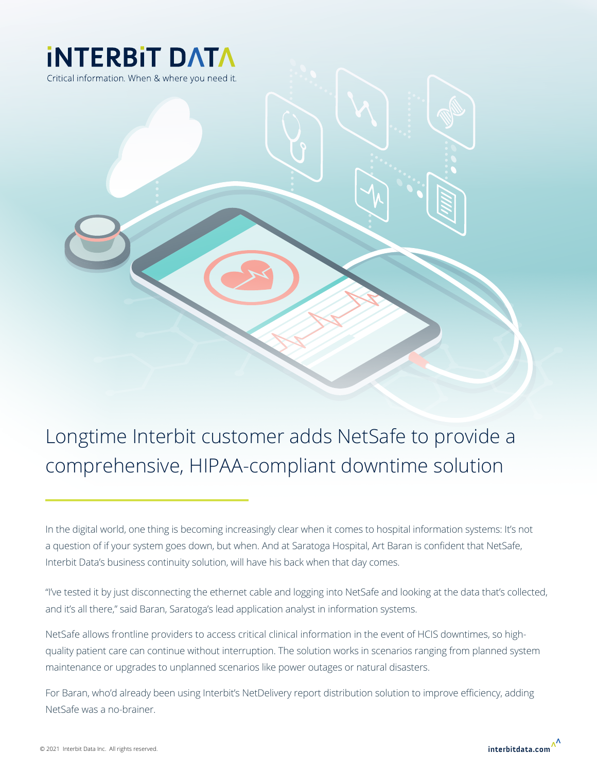# iNTERBiT DATA

Critical information. When & where you need it.

## Longtime Interbit customer adds NetSafe to provide a comprehensive, HIPAA-compliant downtime solution

In the digital world, one thing is becoming increasingly clear when it comes to hospital information systems: It's not a question of if your system goes down, but when. And at Saratoga Hospital, Art Baran is confident that NetSafe, Interbit Data's business continuity solution, will have his back when that day comes.

"I've tested it by just disconnecting the ethernet cable and logging into NetSafe and looking at the data that's collected, and it's all there," said Baran, Saratoga's lead application analyst in information systems.

NetSafe allows frontline providers to access critical clinical information in the event of HCIS downtimes, so high-quality patient care can continue without interruption. The solution works in scenarios ranging from planned system maintenance or upgrades to unplanned scenarios like power outages or natural disasters.

For Baran, who'd already been using Interbit's NetDelivery report distribution solution to improve efficiency, adding NetSafe was a no-brainer.

© 2021 Interbit Data Inc. All rights reserved.

interbitdata.com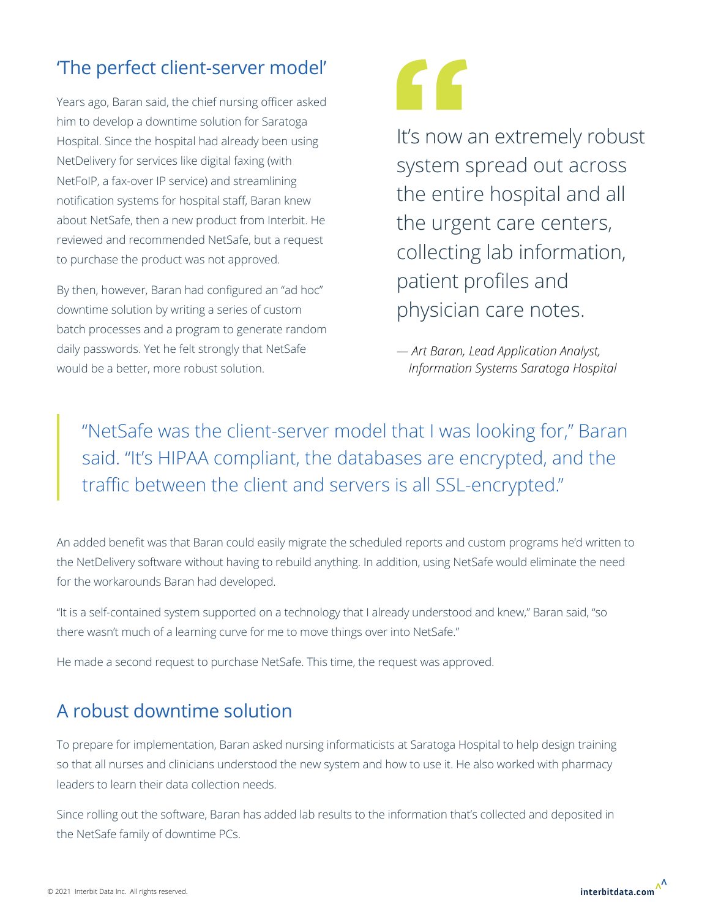## 'The perfect client-server model'

Years ago, Baran said, the chief nursing officer asked him to develop a downtime solution for Saratoga Hospital. Since the hospital had already been using NetDelivery for services like digital faxing (with NetFoIP, a fax-over IP service) and streamlining notification systems for hospital staff, Baran knew about NetSafe, then a new product from Interbit. He reviewed and recommended NetSafe, but a request to purchase the product was not approved.

By then, however, Baran had configured an "ad hoc" downtime solution by writing a series of custom batch processes and a program to generate random daily passwords. Yet he felt strongly that NetSafe would be a better, more robust solution.

> It's now an extremely robust system spread out across the entire hospital and all the urgent care centers, collecting lab information, patient profiles and physician care notes.
>
> — *Art Baran, Lead Application Analyst, Information Systems Saratoga Hospital*

> "NetSafe was the client-server model that I was looking for," Baran said. "It's HIPAA compliant, the databases are encrypted, and the traffic between the client and servers is all SSL-encrypted."

An added benefit was that Baran could easily migrate the scheduled reports and custom programs he'd written to the NetDelivery software without having to rebuild anything. In addition, using NetSafe would eliminate the need for the workarounds Baran had developed.

"It is a self-contained system supported on a technology that I already understood and knew," Baran said, "so there wasn't much of a learning curve for me to move things over into NetSafe."

He made a second request to purchase NetSafe. This time, the request was approved.

## A robust downtime solution

To prepare for implementation, Baran asked nursing informaticists at Saratoga Hospital to help design training so that all nurses and clinicians understood the new system and how to use it. He also worked with pharmacy leaders to learn their data collection needs.

Since rolling out the software, Baran has added lab results to the information that's collected and deposited in the NetSafe family of downtime PCs.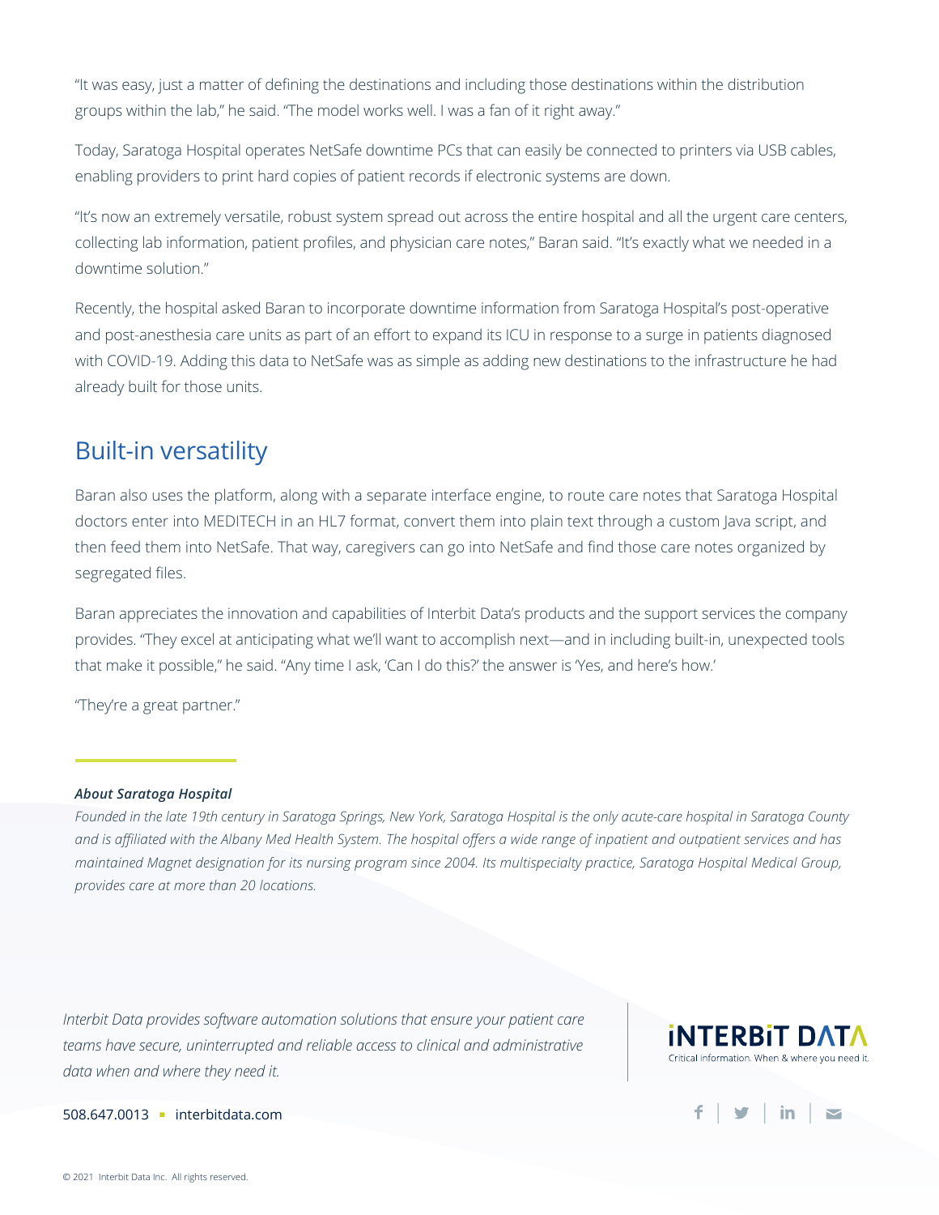"It was easy, just a matter of defining the destinations and including those destinations within the distribution groups within the lab," he said. "The model works well. I was a fan of it right away."

Today, Saratoga Hospital operates NetSafe downtime PCs that can easily be connected to printers via USB cables, enabling providers to print hard copies of patient records if electronic systems are down.

"It's now an extremely versatile, robust system spread out across the entire hospital and all the urgent care centers, collecting lab information, patient profiles, and physician care notes," Baran said. "It's exactly what we needed in a downtime solution."

Recently, the hospital asked Baran to incorporate downtime information from Saratoga Hospital's post-operative and post-anesthesia care units as part of an effort to expand its ICU in response to a surge in patients diagnosed with COVID-19. Adding this data to NetSafe was as simple as adding new destinations to the infrastructure he had already built for those units.

## Built-in versatility

Baran also uses the platform, along with a separate interface engine, to route care notes that Saratoga Hospital doctors enter into MEDITECH in an HL7 format, convert them into plain text through a custom Java script, and then feed them into NetSafe. That way, caregivers can go into NetSafe and find those care notes organized by segregated files.

Baran appreciates the innovation and capabilities of Interbit Data's products and the support services the company provides. "They excel at anticipating what we'll want to accomplish next—and in including built-in, unexpected tools that make it possible," he said. "Any time I ask, 'Can I do this?' the answer is 'Yes, and here's how.'

"They're a great partner."

***About Saratoga Hospital***

*Founded in the late 19th century in Saratoga Springs, New York, Saratoga Hospital is the only acute-care hospital in Saratoga County and is affiliated with the Albany Med Health System. The hospital offers a wide range of inpatient and outpatient services and has maintained Magnet designation for its nursing program since 2004. Its multispecialty practice, Saratoga Hospital Medical Group, provides care at more than 20 locations.*

*Interbit Data provides software automation solutions that ensure your patient care teams have secure, uninterrupted and reliable access to clinical and administrative data when and where they need it.*

INTERBIT DATA
Critical information. When & where you need it.

508.647.0013 ▪ interbitdata.com

© 2021 Interbit Data Inc. All rights reserved.